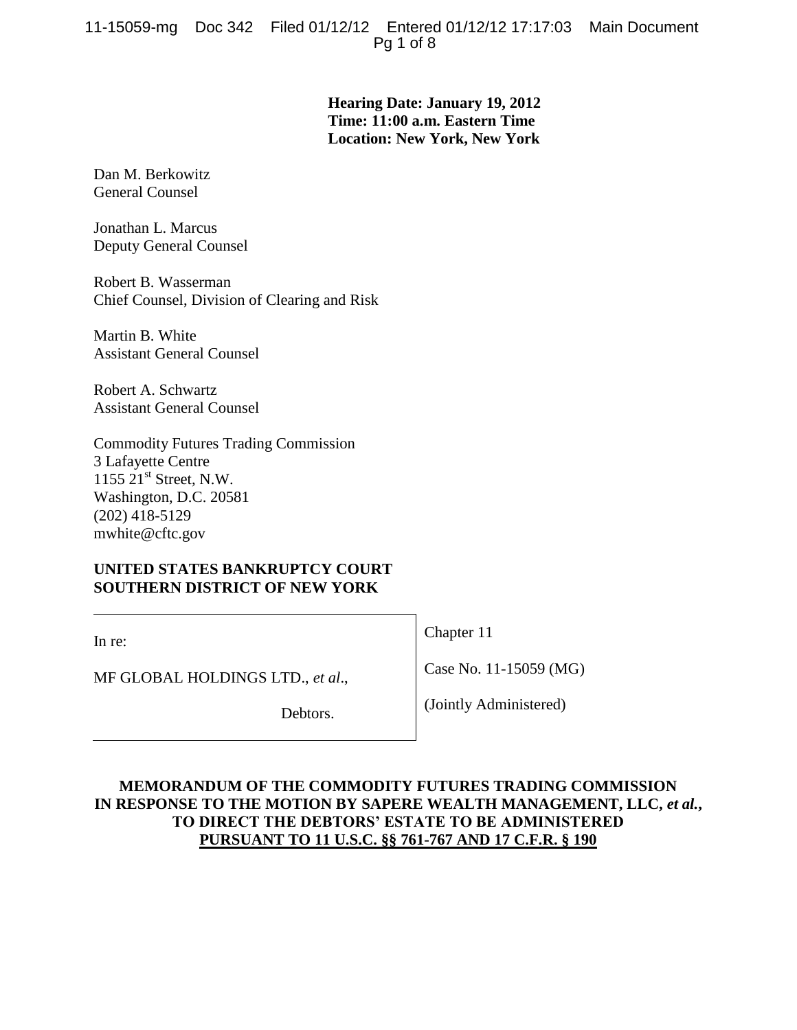**Hearing Date: January 19, 2012**
**Time: 11:00 a.m. Eastern Time**
**Location: New York, New York**

Dan M. Berkowitz
General Counsel

Jonathan L. Marcus
Deputy General Counsel

Robert B. Wasserman
Chief Counsel, Division of Clearing and Risk

Martin B. White
Assistant General Counsel

Robert A. Schwartz
Assistant General Counsel

Commodity Futures Trading Commission
3 Lafayette Centre
1155 21st Street, N.W.
Washington, D.C. 20581
(202) 418-5129
mwhite@cftc.gov

**UNITED STATES BANKRUPTCY COURT**
**SOUTHERN DISTRICT OF NEW YORK**

| | |
|---|---|
| In re: | Chapter 11 |
| MF GLOBAL HOLDINGS LTD., *et al*., | Case No. 11-15059 (MG) |
| Debtors. | (Jointly Administered) |

**MEMORANDUM OF THE COMMODITY FUTURES TRADING COMMISSION IN RESPONSE TO THE MOTION BY SAPERE WEALTH MANAGEMENT, LLC, *et al.*, TO DIRECT THE DEBTORS' ESTATE TO BE ADMINISTERED PURSUANT TO 11 U.S.C. §§ 761-767 AND 17 C.F.R. § 190**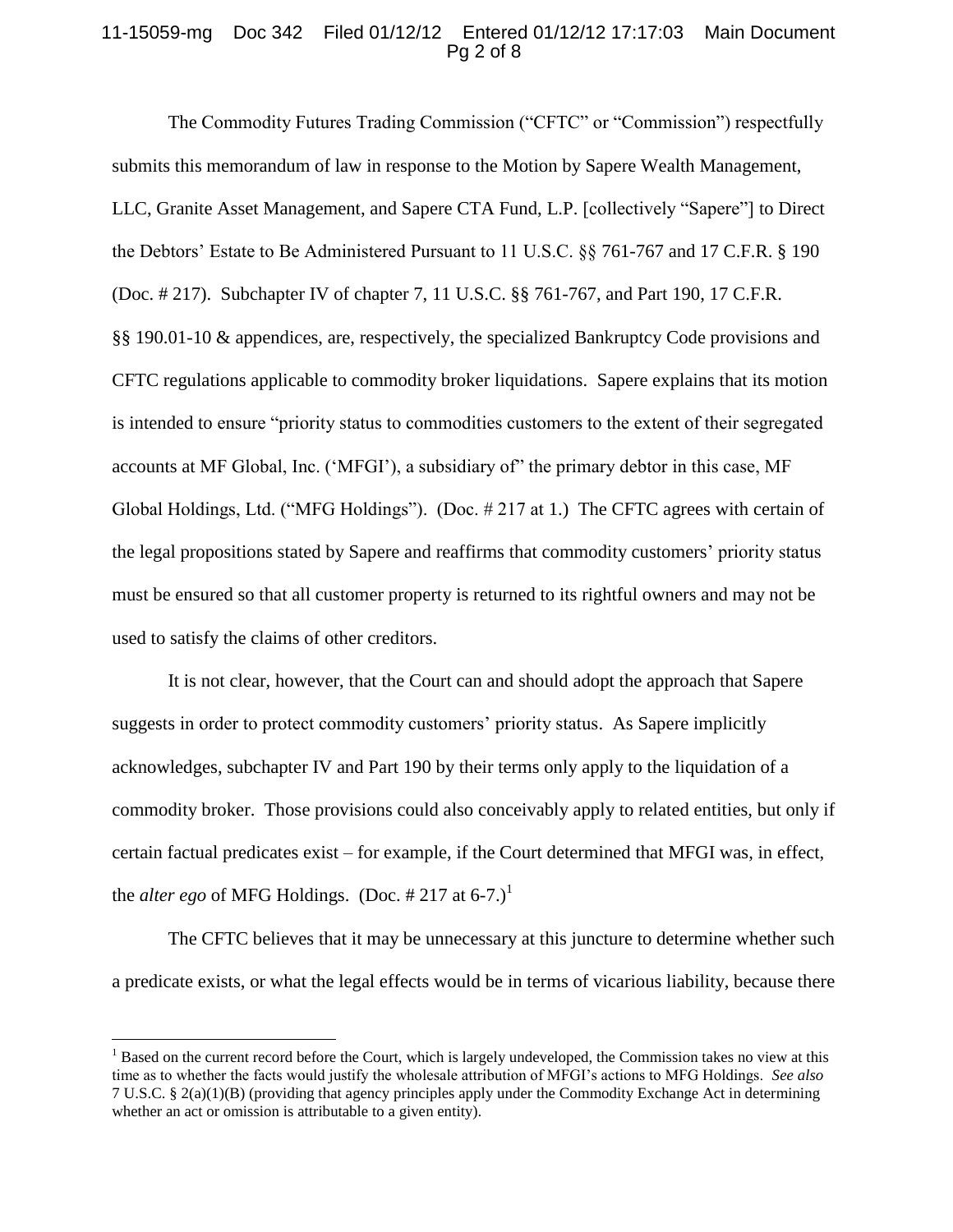The Commodity Futures Trading Commission ("CFTC" or "Commission") respectfully submits this memorandum of law in response to the Motion by Sapere Wealth Management, LLC, Granite Asset Management, and Sapere CTA Fund, L.P. [collectively "Sapere"] to Direct the Debtors' Estate to Be Administered Pursuant to 11 U.S.C. §§ 761-767 and 17 C.F.R. § 190 (Doc. # 217). Subchapter IV of chapter 7, 11 U.S.C. §§ 761-767, and Part 190, 17 C.F.R. §§ 190.01-10 & appendices, are, respectively, the specialized Bankruptcy Code provisions and CFTC regulations applicable to commodity broker liquidations. Sapere explains that its motion is intended to ensure "priority status to commodities customers to the extent of their segregated accounts at MF Global, Inc. ('MFGI'), a subsidiary of" the primary debtor in this case, MF Global Holdings, Ltd. ("MFG Holdings"). (Doc. # 217 at 1.) The CFTC agrees with certain of the legal propositions stated by Sapere and reaffirms that commodity customers' priority status must be ensured so that all customer property is returned to its rightful owners and may not be used to satisfy the claims of other creditors.

It is not clear, however, that the Court can and should adopt the approach that Sapere suggests in order to protect commodity customers' priority status. As Sapere implicitly acknowledges, subchapter IV and Part 190 by their terms only apply to the liquidation of a commodity broker. Those provisions could also conceivably apply to related entities, but only if certain factual predicates exist – for example, if the Court determined that MFGI was, in effect, the *alter ego* of MFG Holdings. (Doc. # 217 at 6-7.)[1]

The CFTC believes that it may be unnecessary at this juncture to determine whether such a predicate exists, or what the legal effects would be in terms of vicarious liability, because there

[1] Based on the current record before the Court, which is largely undeveloped, the Commission takes no view at this time as to whether the facts would justify the wholesale attribution of MFGI's actions to MFG Holdings. *See also* 7 U.S.C. § 2(a)(1)(B) (providing that agency principles apply under the Commodity Exchange Act in determining whether an act or omission is attributable to a given entity).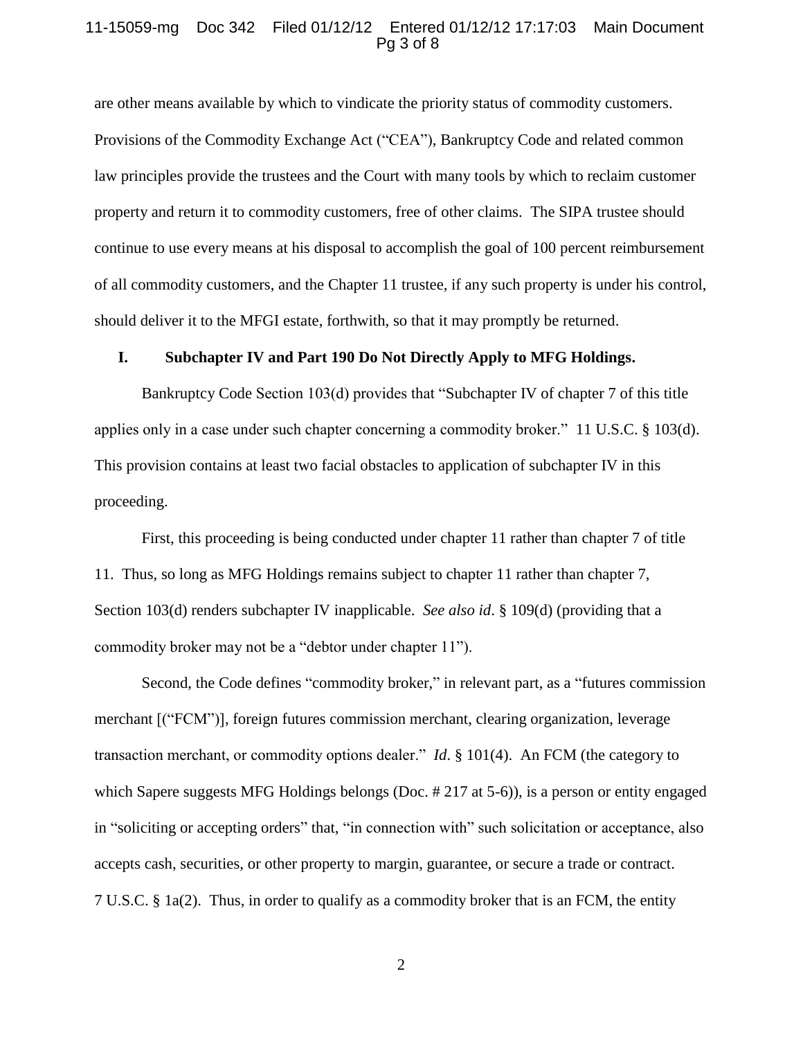are other means available by which to vindicate the priority status of commodity customers. Provisions of the Commodity Exchange Act ("CEA"), Bankruptcy Code and related common law principles provide the trustees and the Court with many tools by which to reclaim customer property and return it to commodity customers, free of other claims. The SIPA trustee should continue to use every means at his disposal to accomplish the goal of 100 percent reimbursement of all commodity customers, and the Chapter 11 trustee, if any such property is under his control, should deliver it to the MFGI estate, forthwith, so that it may promptly be returned.

## I. Subchapter IV and Part 190 Do Not Directly Apply to MFG Holdings.

Bankruptcy Code Section 103(d) provides that "Subchapter IV of chapter 7 of this title applies only in a case under such chapter concerning a commodity broker." 11 U.S.C. § 103(d). This provision contains at least two facial obstacles to application of subchapter IV in this proceeding.

First, this proceeding is being conducted under chapter 11 rather than chapter 7 of title 11. Thus, so long as MFG Holdings remains subject to chapter 11 rather than chapter 7, Section 103(d) renders subchapter IV inapplicable. *See also id*. § 109(d) (providing that a commodity broker may not be a "debtor under chapter 11").

Second, the Code defines "commodity broker," in relevant part, as a "futures commission merchant [("FCM")], foreign futures commission merchant, clearing organization, leverage transaction merchant, or commodity options dealer." *Id*. § 101(4). An FCM (the category to which Sapere suggests MFG Holdings belongs (Doc. # 217 at 5-6)), is a person or entity engaged in "soliciting or accepting orders" that, "in connection with" such solicitation or acceptance, also accepts cash, securities, or other property to margin, guarantee, or secure a trade or contract. 7 U.S.C. § 1a(2). Thus, in order to qualify as a commodity broker that is an FCM, the entity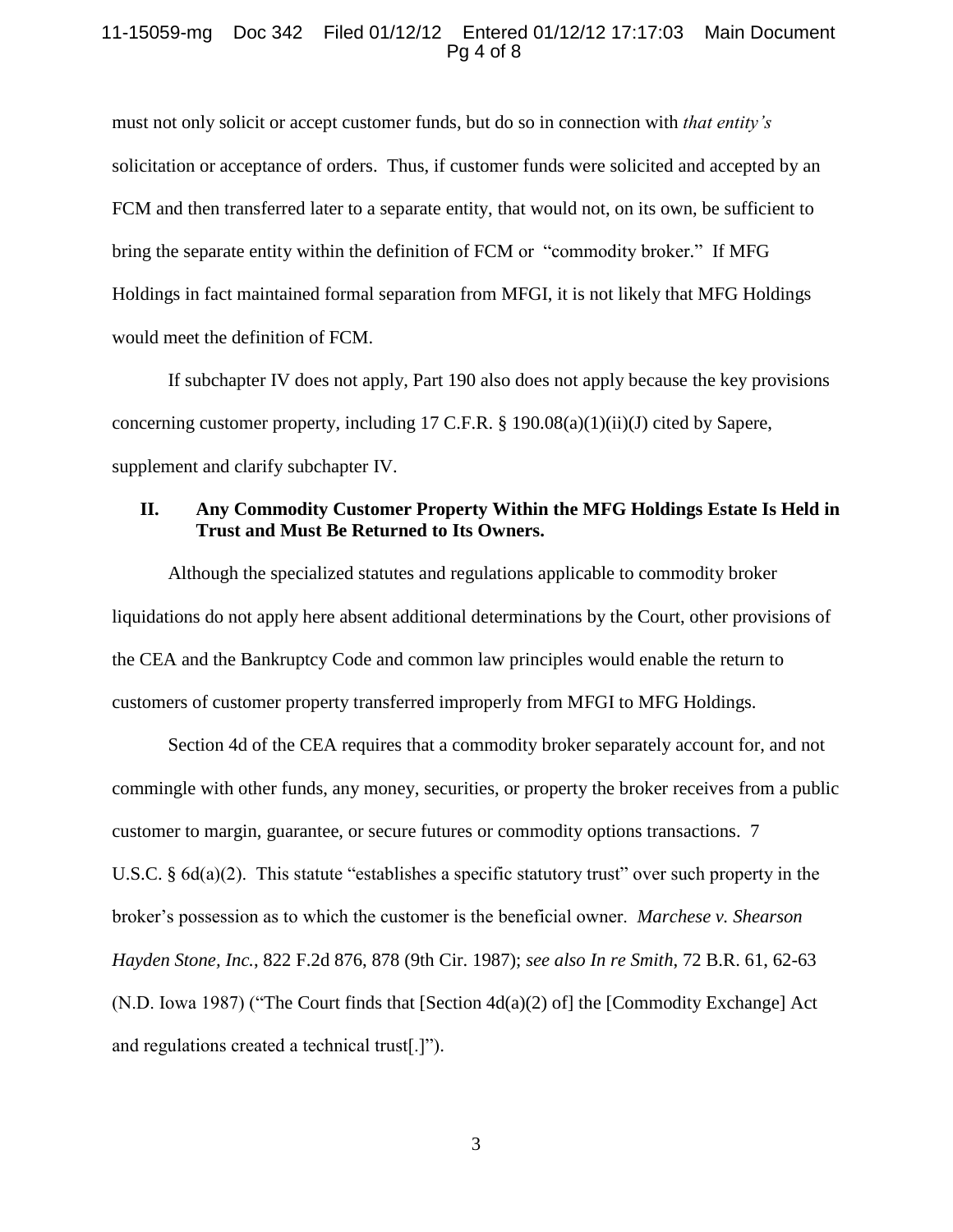must not only solicit or accept customer funds, but do so in connection with *that entity's* solicitation or acceptance of orders. Thus, if customer funds were solicited and accepted by an FCM and then transferred later to a separate entity, that would not, on its own, be sufficient to bring the separate entity within the definition of FCM or "commodity broker." If MFG Holdings in fact maintained formal separation from MFGI, it is not likely that MFG Holdings would meet the definition of FCM.

If subchapter IV does not apply, Part 190 also does not apply because the key provisions concerning customer property, including 17 C.F.R. § 190.08(a)(1)(ii)(J) cited by Sapere, supplement and clarify subchapter IV.

## II. Any Commodity Customer Property Within the MFG Holdings Estate Is Held in Trust and Must Be Returned to Its Owners.

Although the specialized statutes and regulations applicable to commodity broker liquidations do not apply here absent additional determinations by the Court, other provisions of the CEA and the Bankruptcy Code and common law principles would enable the return to customers of customer property transferred improperly from MFGI to MFG Holdings.

Section 4d of the CEA requires that a commodity broker separately account for, and not commingle with other funds, any money, securities, or property the broker receives from a public customer to margin, guarantee, or secure futures or commodity options transactions. 7 U.S.C. § 6d(a)(2). This statute "establishes a specific statutory trust" over such property in the broker's possession as to which the customer is the beneficial owner. *Marchese v. Shearson Hayden Stone, Inc.*, 822 F.2d 876, 878 (9th Cir. 1987); *see also In re Smith*, 72 B.R. 61, 62-63 (N.D. Iowa 1987) ("The Court finds that [Section 4d(a)(2) of] the [Commodity Exchange] Act and regulations created a technical trust[.]").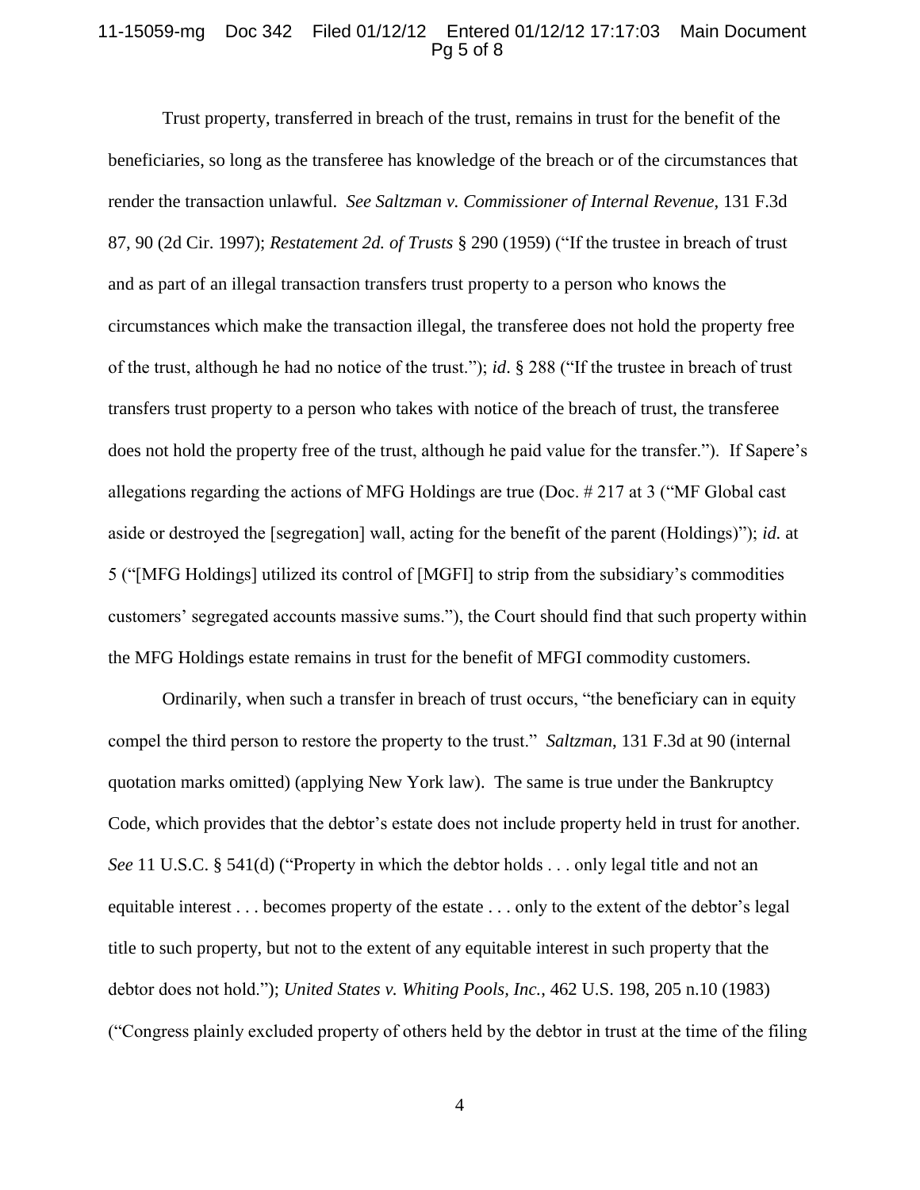Trust property, transferred in breach of the trust, remains in trust for the benefit of the beneficiaries, so long as the transferee has knowledge of the breach or of the circumstances that render the transaction unlawful. *See Saltzman v. Commissioner of Internal Revenue*, 131 F.3d 87, 90 (2d Cir. 1997); *Restatement 2d. of Trusts* § 290 (1959) ("If the trustee in breach of trust and as part of an illegal transaction transfers trust property to a person who knows the circumstances which make the transaction illegal, the transferee does not hold the property free of the trust, although he had no notice of the trust."); *id*. § 288 ("If the trustee in breach of trust transfers trust property to a person who takes with notice of the breach of trust, the transferee does not hold the property free of the trust, although he paid value for the transfer."). If Sapere's allegations regarding the actions of MFG Holdings are true (Doc. # 217 at 3 ("MF Global cast aside or destroyed the [segregation] wall, acting for the benefit of the parent (Holdings)"); *id.* at 5 ("[MFG Holdings] utilized its control of [MGFI] to strip from the subsidiary's commodities customers' segregated accounts massive sums."), the Court should find that such property within the MFG Holdings estate remains in trust for the benefit of MFGI commodity customers.

Ordinarily, when such a transfer in breach of trust occurs, "the beneficiary can in equity compel the third person to restore the property to the trust." *Saltzman*, 131 F.3d at 90 (internal quotation marks omitted) (applying New York law). The same is true under the Bankruptcy Code, which provides that the debtor's estate does not include property held in trust for another. *See* 11 U.S.C. § 541(d) ("Property in which the debtor holds . . . only legal title and not an equitable interest . . . becomes property of the estate . . . only to the extent of the debtor's legal title to such property, but not to the extent of any equitable interest in such property that the debtor does not hold."); *United States v. Whiting Pools, Inc.*, 462 U.S. 198, 205 n.10 (1983) ("Congress plainly excluded property of others held by the debtor in trust at the time of the filing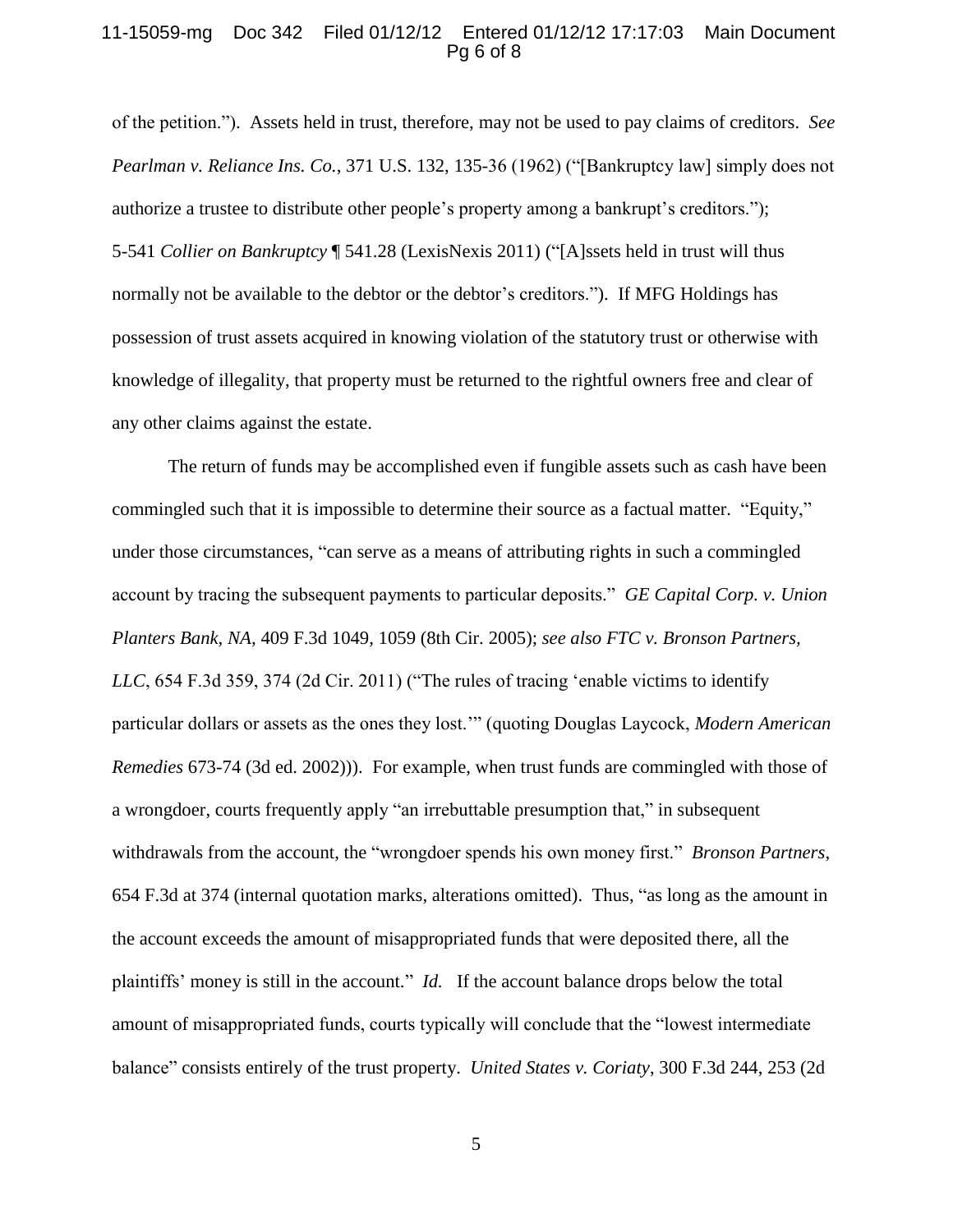of the petition."). Assets held in trust, therefore, may not be used to pay claims of creditors. *See Pearlman v. Reliance Ins. Co.*, 371 U.S. 132, 135-36 (1962) ("[Bankruptcy law] simply does not authorize a trustee to distribute other people's property among a bankrupt's creditors."); 5-541 *Collier on Bankruptcy* ¶ 541.28 (LexisNexis 2011) ("[A]ssets held in trust will thus normally not be available to the debtor or the debtor's creditors."). If MFG Holdings has possession of trust assets acquired in knowing violation of the statutory trust or otherwise with knowledge of illegality, that property must be returned to the rightful owners free and clear of any other claims against the estate.

The return of funds may be accomplished even if fungible assets such as cash have been commingled such that it is impossible to determine their source as a factual matter. "Equity," under those circumstances, "can serve as a means of attributing rights in such a commingled account by tracing the subsequent payments to particular deposits." *GE Capital Corp. v. Union Planters Bank, NA*, 409 F.3d 1049, 1059 (8th Cir. 2005); *see also FTC v. Bronson Partners, LLC*, 654 F.3d 359, 374 (2d Cir. 2011) ("The rules of tracing 'enable victims to identify particular dollars or assets as the ones they lost.'" (quoting Douglas Laycock, *Modern American Remedies* 673-74 (3d ed. 2002))). For example, when trust funds are commingled with those of a wrongdoer, courts frequently apply "an irrebuttable presumption that," in subsequent withdrawals from the account, the "wrongdoer spends his own money first." *Bronson Partners*, 654 F.3d at 374 (internal quotation marks, alterations omitted). Thus, "as long as the amount in the account exceeds the amount of misappropriated funds that were deposited there, all the plaintiffs' money is still in the account." *Id.* If the account balance drops below the total amount of misappropriated funds, courts typically will conclude that the "lowest intermediate balance" consists entirely of the trust property. *United States v. Coriaty*, 300 F.3d 244, 253 (2d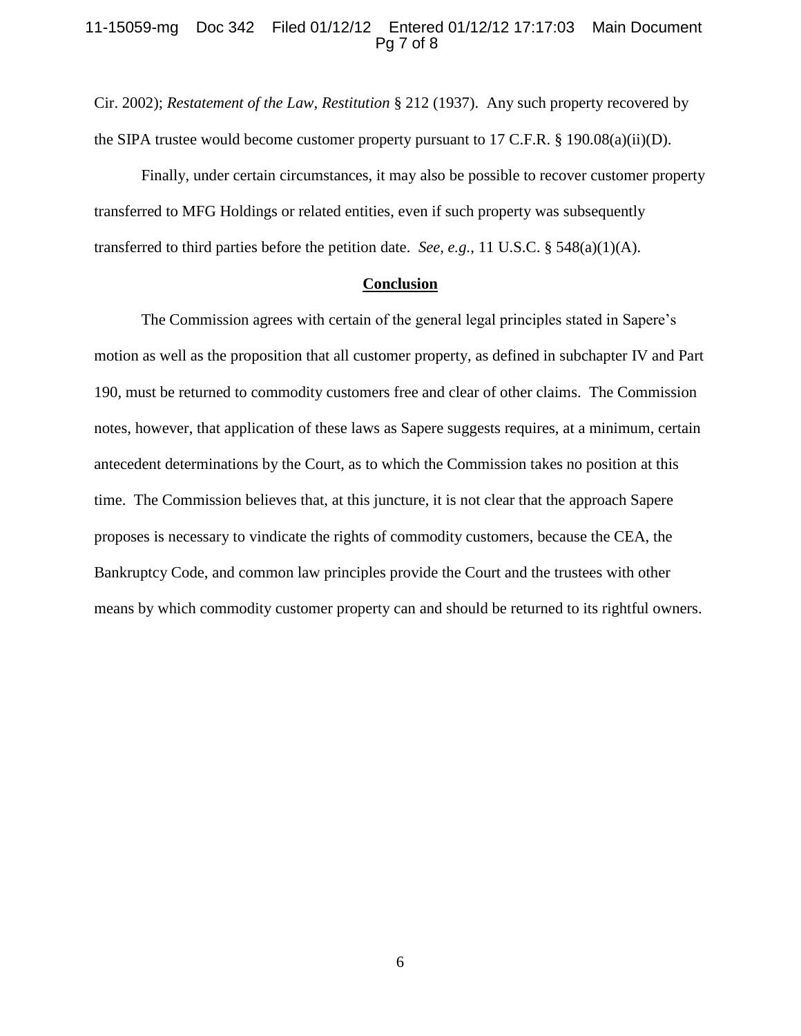Cir. 2002); *Restatement of the Law, Restitution* § 212 (1937). Any such property recovered by the SIPA trustee would become customer property pursuant to 17 C.F.R. § 190.08(a)(ii)(D).

Finally, under certain circumstances, it may also be possible to recover customer property transferred to MFG Holdings or related entities, even if such property was subsequently transferred to third parties before the petition date. *See, e.g.*, 11 U.S.C. § 548(a)(1)(A).

## **Conclusion**

The Commission agrees with certain of the general legal principles stated in Sapere's motion as well as the proposition that all customer property, as defined in subchapter IV and Part 190, must be returned to commodity customers free and clear of other claims. The Commission notes, however, that application of these laws as Sapere suggests requires, at a minimum, certain antecedent determinations by the Court, as to which the Commission takes no position at this time. The Commission believes that, at this juncture, it is not clear that the approach Sapere proposes is necessary to vindicate the rights of commodity customers, because the CEA, the Bankruptcy Code, and common law principles provide the Court and the trustees with other means by which commodity customer property can and should be returned to its rightful owners.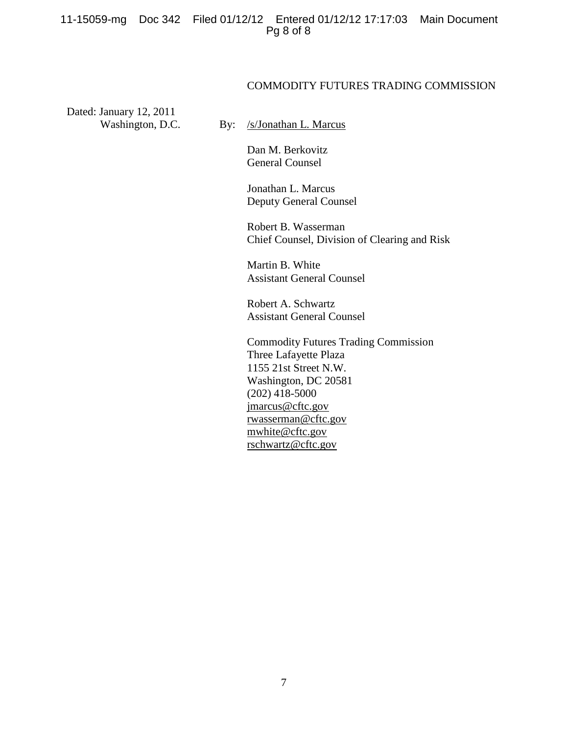COMMODITY FUTURES TRADING COMMISSION

Dated: January 12, 2011
Washington, D.C.

By: /s/Jonathan L. Marcus

Dan M. Berkovitz
General Counsel

Jonathan L. Marcus
Deputy General Counsel

Robert B. Wasserman
Chief Counsel, Division of Clearing and Risk

Martin B. White
Assistant General Counsel

Robert A. Schwartz
Assistant General Counsel

Commodity Futures Trading Commission
Three Lafayette Plaza
1155 21st Street N.W.
Washington, DC 20581
(202) 418-5000
jmarcus@cftc.gov
rwasserman@cftc.gov
mwhite@cftc.gov
rschwartz@cftc.gov